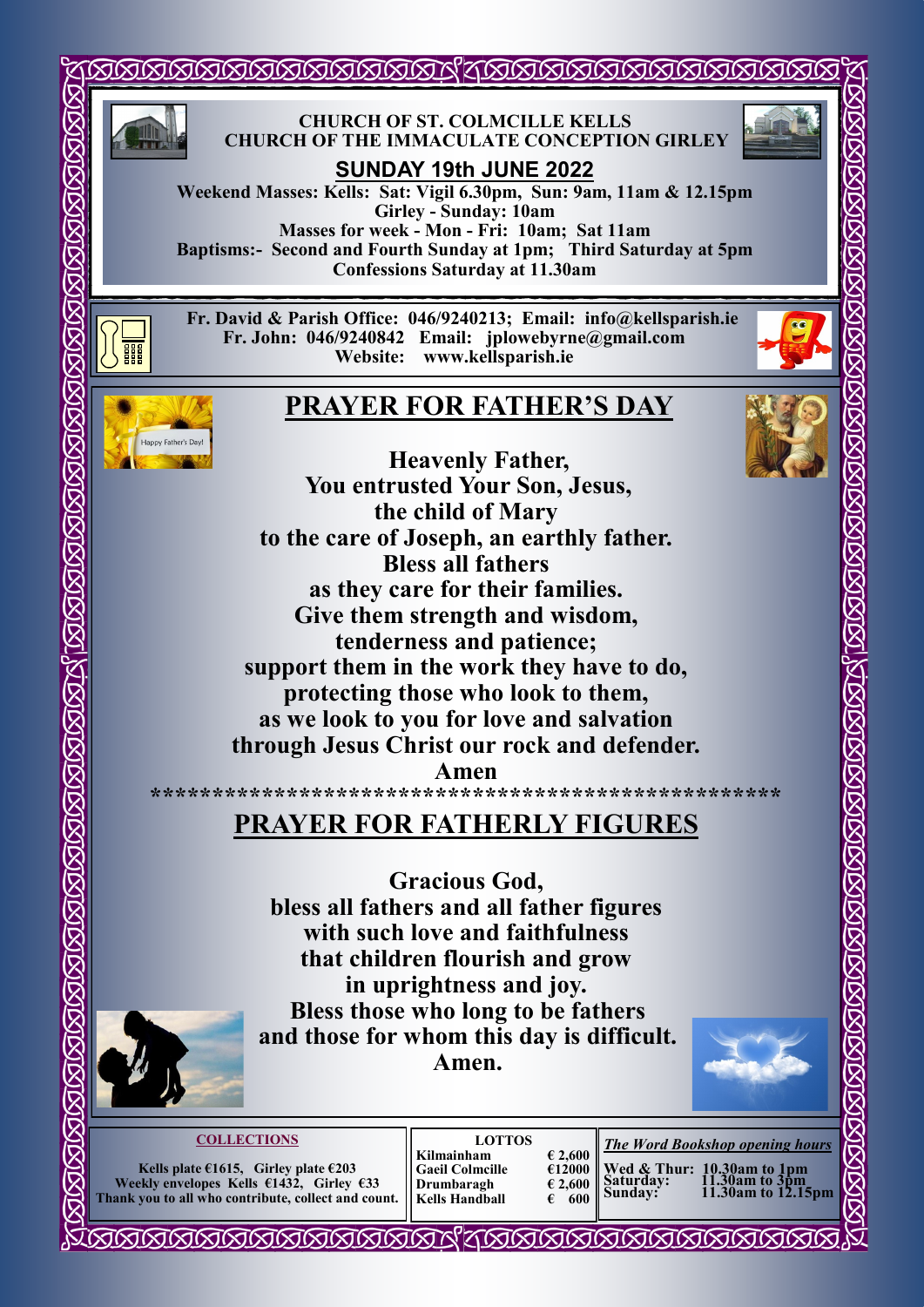**CHURCH OF ST. COLMCILLE KELLS**
**CHURCH OF THE IMMACULATE CONCEPTION GIRLEY**

## SUNDAY 19th JUNE 2022

**Weekend Masses: Kells: Sat: Vigil 6.30pm, Sun: 9am, 11am & 12.15pm**
**Girley - Sunday: 10am**
**Masses for week - Mon - Fri: 10am; Sat 11am**
**Baptisms:- Second and Fourth Sunday at 1pm; Third Saturday at 5pm**
**Confessions Saturday at 11.30am**

**Fr. David & Parish Office: 046/9240213; Email: info@kellsparish.ie**
**Fr. John: 046/9240842 Email: jplowebyrne@gmail.com**
**Website: www.kellsparish.ie**

## PRAYER FOR FATHER'S DAY

**Heavenly Father,**
**You entrusted Your Son, Jesus,**
**the child of Mary**
**to the care of Joseph, an earthly father.**
**Bless all fathers**
**as they care for their families.**
**Give them strength and wisdom,**
**tenderness and patience;**
**support them in the work they have to do,**
**protecting those who look to them,**
**as we look to you for love and salvation**
**through Jesus Christ our rock and defender.**
**Amen**

****************************************************

## PRAYER FOR FATHERLY FIGURES

**Gracious God,**
**bless all fathers and all father figures**
**with such love and faithfulness**
**that children flourish and grow**
**in uprightness and joy.**
**Bless those who long to be fathers**
**and those for whom this day is difficult.**
**Amen.**

### COLLECTIONS

**Kells plate €1615, Girley plate €203**
**Weekly envelopes Kells €1432, Girley €33**
**Thank you to all who contribute, collect and count.**

### LOTTOS

| Lotto | Amount |
|---|---|
| Kilmainham | € 2,600 |
| Gaeil Colmcille | €12000 |
| Drumbaragh | € 2,600 |
| Kells Handball | € 600 |

### *The Word Bookshop opening hours*

| Day | Hours |
|---|---|
| Wed & Thur: | 10.30am to 1pm |
| Saturday: | 11.30am to 3pm |
| Sunday: | 11.30am to 12.15pm |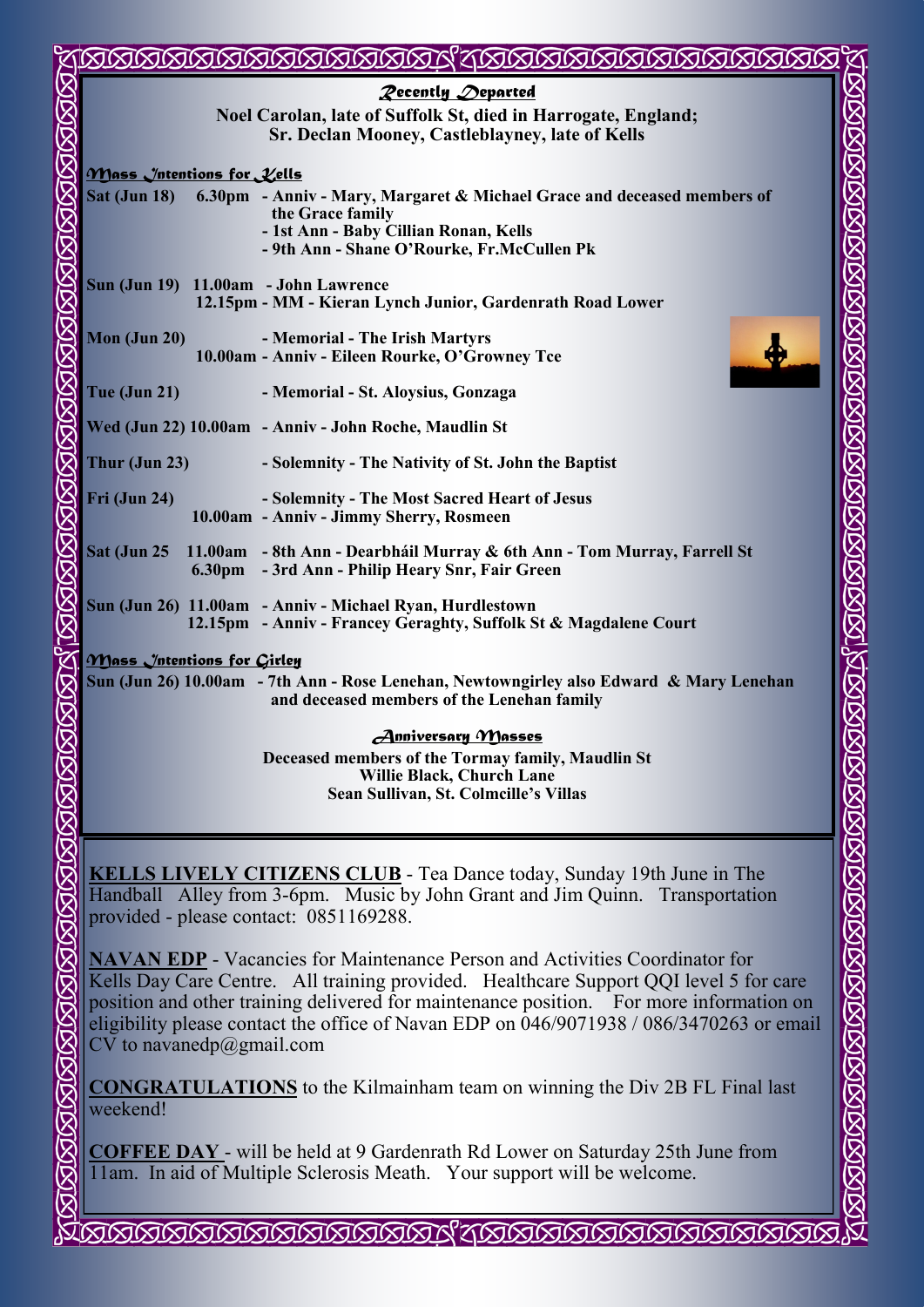## *Recently Departed*

**Noel Carolan, late of Suffolk St, died in Harrogate, England;**
**Sr. Declan Mooney, Castleblayney, late of Kells**

### *Mass Intentions for Kells*

**Sat (Jun 18) 6.30pm - Anniv - Mary, Margaret & Michael Grace and deceased members of the Grace family**
**- 1st Ann - Baby Cillian Ronan, Kells**
**- 9th Ann - Shane O'Rourke, Fr.McCullen Pk**

**Sun (Jun 19) 11.00am - John Lawrence**
**12.15pm - MM - Kieran Lynch Junior, Gardenrath Road Lower**

**Mon (Jun 20) - Memorial - The Irish Martyrs**
**10.00am - Anniv - Eileen Rourke, O'Growney Tce**

**Tue (Jun 21) - Memorial - St. Aloysius, Gonzaga**

**Wed (Jun 22) 10.00am - Anniv - John Roche, Maudlin St**

**Thur (Jun 23) - Solemnity - The Nativity of St. John the Baptist**

**Fri (Jun 24) - Solemnity - The Most Sacred Heart of Jesus**
**10.00am - Anniv - Jimmy Sherry, Rosmeen**

**Sat (Jun 25 11.00am - 8th Ann - Dearbháil Murray & 6th Ann - Tom Murray, Farrell St**
**6.30pm - 3rd Ann - Philip Heary Snr, Fair Green**

**Sun (Jun 26) 11.00am - Anniv - Michael Ryan, Hurdlestown**
**12.15pm - Anniv - Francey Geraghty, Suffolk St & Magdalene Court**

### *Mass Intentions for Girley*

**Sun (Jun 26) 10.00am - 7th Ann - Rose Lenehan, Newtowngirley also Edward & Mary Lenehan and deceased members of the Lenehan family**

### *Anniversary Masses*

**Deceased members of the Tormay family, Maudlin St**
**Willie Black, Church Lane**
**Sean Sullivan, St. Colmcille's Villas**

**KELLS LIVELY CITIZENS CLUB** - Tea Dance today, Sunday 19th June in The Handball Alley from 3-6pm. Music by John Grant and Jim Quinn. Transportation provided - please contact: 0851169288.

**NAVAN EDP** - Vacancies for Maintenance Person and Activities Coordinator for Kells Day Care Centre. All training provided. Healthcare Support QQI level 5 for care position and other training delivered for maintenance position. For more information on eligibility please contact the office of Navan EDP on 046/9071938 / 086/3470263 or email CV to navanedp@gmail.com

**CONGRATULATIONS** to the Kilmainham team on winning the Div 2B FL Final last weekend!

**COFFEE DAY** - will be held at 9 Gardenrath Rd Lower on Saturday 25th June from 11am. In aid of Multiple Sclerosis Meath. Your support will be welcome.